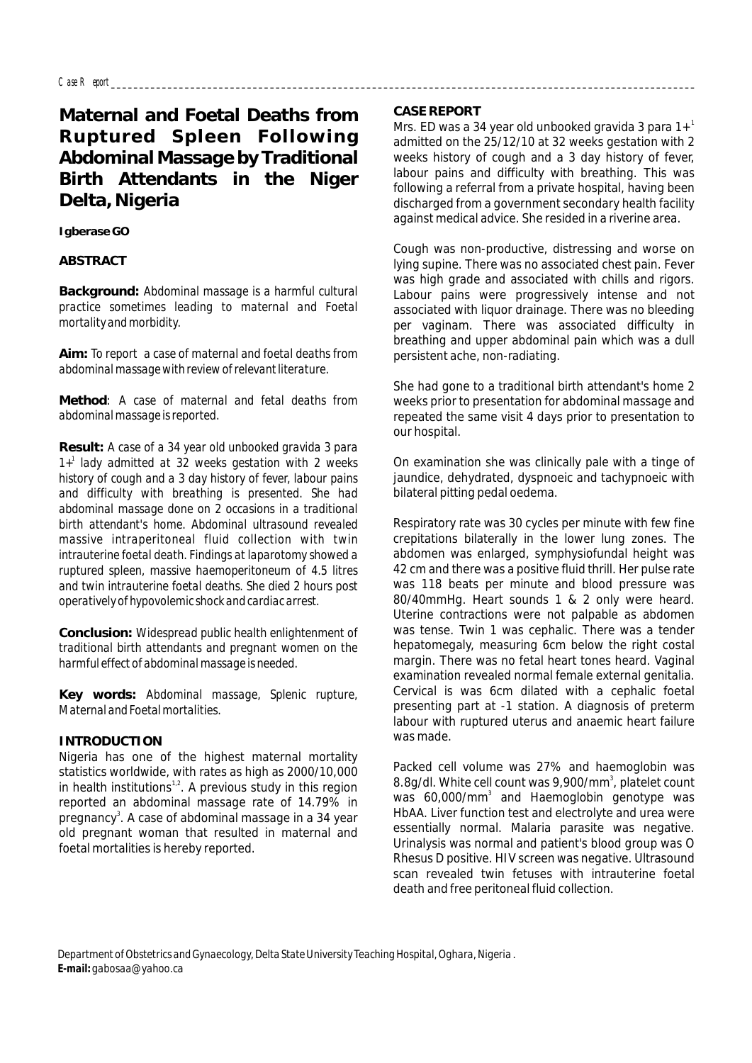Case Report

# Maternal and Foetal Deaths from Ruptured Spleen Following Abdominal Massage by Traditional Birth Attendants in the Niger Delta, Nigeria

**Igberase GO**

## ABSTRACT

**Background:** *Abdominal massage is a harmful cultural practice sometimes leading to maternal and Foetal mortality and morbidity.*

**Aim:** *To report a case of maternal and foetal deaths from abdominal massage with review of relevant literature.*

**Method**: *A case of maternal and fetal deaths from abdominal massage is reported.*

**Result:** *A case of a 34 year old unbooked gravida 3 para 1+[1] lady admitted at 32 weeks gestation with 2 weeks history of cough and a 3 day history of fever, labour pains and difficulty with breathing is presented. She had abdominal massage done on 2 occasions in a traditional birth attendant's home. Abdominal ultrasound revealed massive intraperitoneal fluid collection with twin intrauterine foetal death. Findings at laparotomy showed a ruptured spleen, massive haemoperitoneum of 4.5 litres and twin intrauterine foetal deaths. She died 2 hours post operatively of hypovolemic shock and cardiac arrest.*

**Conclusion:** *Widespread public health enlightenment of traditional birth attendants and pregnant women on the harmful effect of abdominal massage is needed.*

**Key words:** *Abdominal massage, Splenic rupture, Maternal and Foetal mortalities.*

## INTRODUCTION

Nigeria has one of the highest maternal mortality statistics worldwide, with rates as high as 2000/10,000 in health institutions[1,2]. A previous study in this region reported an abdominal massage rate of 14.79% in pregnancy[3]. A case of abdominal massage in a 34 year old pregnant woman that resulted in maternal and foetal mortalities is hereby reported.

## CASE REPORT

Mrs. ED was a 34 year old unbooked gravida 3 para 1+[1] admitted on the 25/12/10 at 32 weeks gestation with 2 weeks history of cough and a 3 day history of fever, labour pains and difficulty with breathing. This was following a referral from a private hospital, having been discharged from a government secondary health facility against medical advice. She resided in a riverine area.

Cough was non-productive, distressing and worse on lying supine. There was no associated chest pain. Fever was high grade and associated with chills and rigors. Labour pains were progressively intense and not associated with liquor drainage. There was no bleeding per vaginam. There was associated difficulty in breathing and upper abdominal pain which was a dull persistent ache, non-radiating.

She had gone to a traditional birth attendant's home 2 weeks prior to presentation for abdominal massage and repeated the same visit 4 days prior to presentation to our hospital.

On examination she was clinically pale with a tinge of jaundice, dehydrated, dyspnoeic and tachypnoeic with bilateral pitting pedal oedema.

Respiratory rate was 30 cycles per minute with few fine crepitations bilaterally in the lower lung zones. The abdomen was enlarged, symphysiofundal height was 42 cm and there was a positive fluid thrill. Her pulse rate was 118 beats per minute and blood pressure was 80/40mmHg. Heart sounds 1 & 2 only were heard. Uterine contractions were not palpable as abdomen was tense. Twin 1 was cephalic. There was a tender hepatomegaly, measuring 6cm below the right costal margin. There was no fetal heart tones heard. Vaginal examination revealed normal female external genitalia. Cervical is was 6cm dilated with a cephalic foetal presenting part at -1 station. A diagnosis of preterm labour with ruptured uterus and anaemic heart failure was made.

Packed cell volume was 27% and haemoglobin was 8.8g/dl. White cell count was 9,900/mm$^3$, platelet count was 60,000/mm$^3$ and Haemoglobin genotype was HbAA. Liver function test and electrolyte and urea were essentially normal. Malaria parasite was negative. Urinalysis was normal and patient's blood group was O Rhesus D positive. HIV screen was negative. Ultrasound scan revealed twin fetuses with intrauterine foetal death and free peritoneal fluid collection.

Department of Obstetrics and Gynaecology, Delta State University Teaching Hospital, Oghara, Nigeria .
**E-mail:** gabosaa@yahoo.ca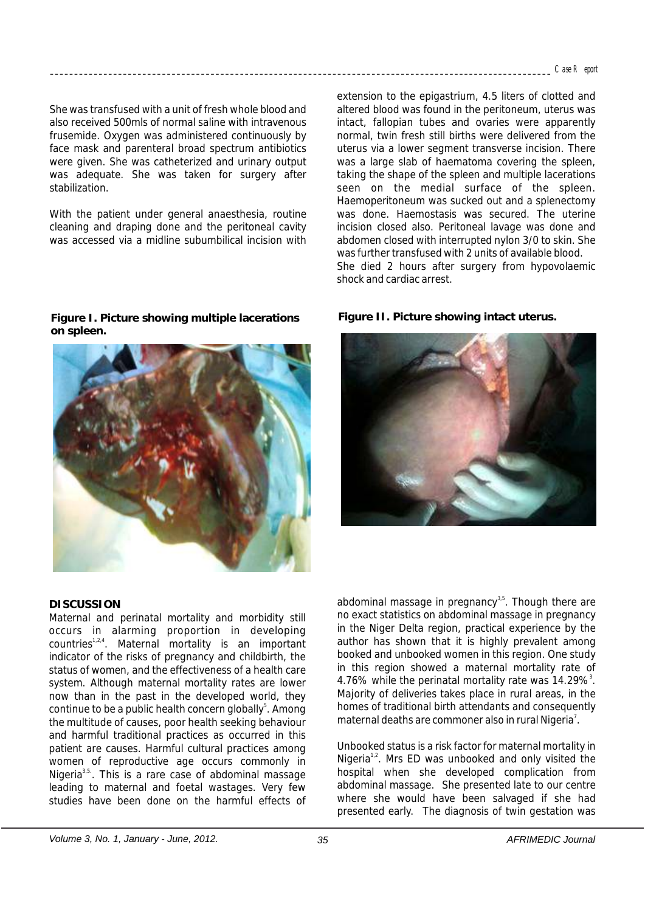She was transfused with a unit of fresh whole blood and also received 500mls of normal saline with intravenous frusemide. Oxygen was administered continuously by face mask and parenteral broad spectrum antibiotics were given. She was catheterized and urinary output was adequate. She was taken for surgery after stabilization.

With the patient under general anaesthesia, routine cleaning and draping done and the peritoneal cavity was accessed via a midline subumbilical incision with extension to the epigastrium, 4.5 liters of clotted and altered blood was found in the peritoneum, uterus was intact, fallopian tubes and ovaries were apparently normal, twin fresh still births were delivered from the uterus via a lower segment transverse incision. There was a large slab of haematoma covering the spleen, taking the shape of the spleen and multiple lacerations seen on the medial surface of the spleen. Haemoperitoneum was sucked out and a splenectomy was done. Haemostasis was secured. The uterine incision closed also. Peritoneal lavage was done and abdomen closed with interrupted nylon 3/0 to skin. She was further transfused with 2 units of available blood. She died 2 hours after surgery from hypovolaemic shock and cardiac arrest.

**Figure I. Picture showing multiple lacerations on spleen.**

**Figure II. Picture showing intact uterus.**

## DISCUSSION

Maternal and perinatal mortality and morbidity still occurs in alarming proportion in developing countries[1,2,4]. Maternal mortality is an important indicator of the risks of pregnancy and childbirth, the status of women, and the effectiveness of a health care system. Although maternal mortality rates are lower now than in the past in the developed world, they continue to be a public health concern globally[5]. Among the multitude of causes, poor health seeking behaviour and harmful traditional practices as occurred in this patient are causes. Harmful cultural practices among women of reproductive age occurs commonly in Nigeria[3,5]. This is a rare case of abdominal massage leading to maternal and foetal wastages. Very few studies have been done on the harmful effects of abdominal massage in pregnancy[3,5]. Though there are no exact statistics on abdominal massage in pregnancy in the Niger Delta region, practical experience by the author has shown that it is highly prevalent among booked and unbooked women in this region. One study in this region showed a maternal mortality rate of 4.76% while the perinatal mortality rate was 14.29%[3]. Majority of deliveries takes place in rural areas, in the homes of traditional birth attendants and consequently maternal deaths are commoner also in rural Nigeria[7].

Unbooked status is a risk factor for maternal mortality in Nigeria[1,2]. Mrs ED was unbooked and only visited the hospital when she developed complication from abdominal massage. She presented late to our centre where she would have been salvaged if she had presented early. The diagnosis of twin gestation was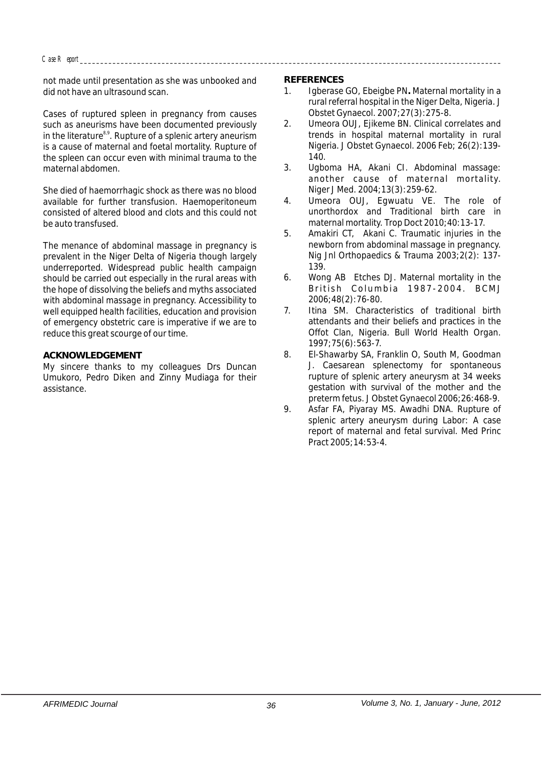not made until presentation as she was unbooked and did not have an ultrasound scan.

Cases of ruptured spleen in pregnancy from causes such as aneurisms have been documented previously in the literature[8,9]. Rupture of a splenic artery aneurism is a cause of maternal and foetal mortality. Rupture of the spleen can occur even with minimal trauma to the maternal abdomen.

She died of haemorrhagic shock as there was no blood available for further transfusion. Haemoperitoneum consisted of altered blood and clots and this could not be auto transfused.

The menance of abdominal massage in pregnancy is prevalent in the Niger Delta of Nigeria though largely underreported. Widespread public health campaign should be carried out especially in the rural areas with the hope of dissolving the beliefs and myths associated with abdominal massage in pregnancy. Accessibility to well equipped health facilities, education and provision of emergency obstetric care is imperative if we are to reduce this great scourge of our time.

## ACKNOWLEDGEMENT

My sincere thanks to my colleagues Drs Duncan Umukoro, Pedro Diken and Zinny Mudiaga for their assistance.

## REFERENCES

1. Igberase GO, Ebeigbe PN**.** Maternal mortality in a rural referral hospital in the Niger Delta, Nigeria. J Obstet Gynaecol. 2007;27(3):275-8.
2. Umeora OUJ, Ejikeme BN. Clinical correlates and trends in hospital maternal mortality in rural Nigeria. J Obstet Gynaecol. 2006 Feb; 26(2):139-140.
3. Ugboma HA, Akani CI. Abdominal massage: another cause of maternal mortality. Niger J Med. 2004;13(3):259-62.
4. Umeora OUJ, Egwuatu VE. The role of unorthordox and Traditional birth care in maternal mortality. Trop Doct 2010;40:13-17.
5. Amakiri CT, Akani C. Traumatic injuries in the newborn from abdominal massage in pregnancy. Nig Jnl Orthopaedics & Trauma 2003;2(2): 137-139.
6. Wong AB Etches DJ. Maternal mortality in the British Columbia 1987-2004. BCMJ 2006;48(2):76-80.
7. Itina SM. Characteristics of traditional birth attendants and their beliefs and practices in the Offot Clan, Nigeria. Bull World Health Organ. 1997;75(6):563-7.
8. El-Shawarby SA, Franklin O, South M, Goodman J. Caesarean splenectomy for spontaneous rupture of splenic artery aneurysm at 34 weeks gestation with survival of the mother and the preterm fetus. J Obstet Gynaecol 2006;26:468-9.
9. Asfar FA, Piyaray MS. Awadhi DNA. Rupture of splenic artery aneurysm during Labor: A case report of maternal and fetal survival. Med Princ Pract 2005;14:53-4.